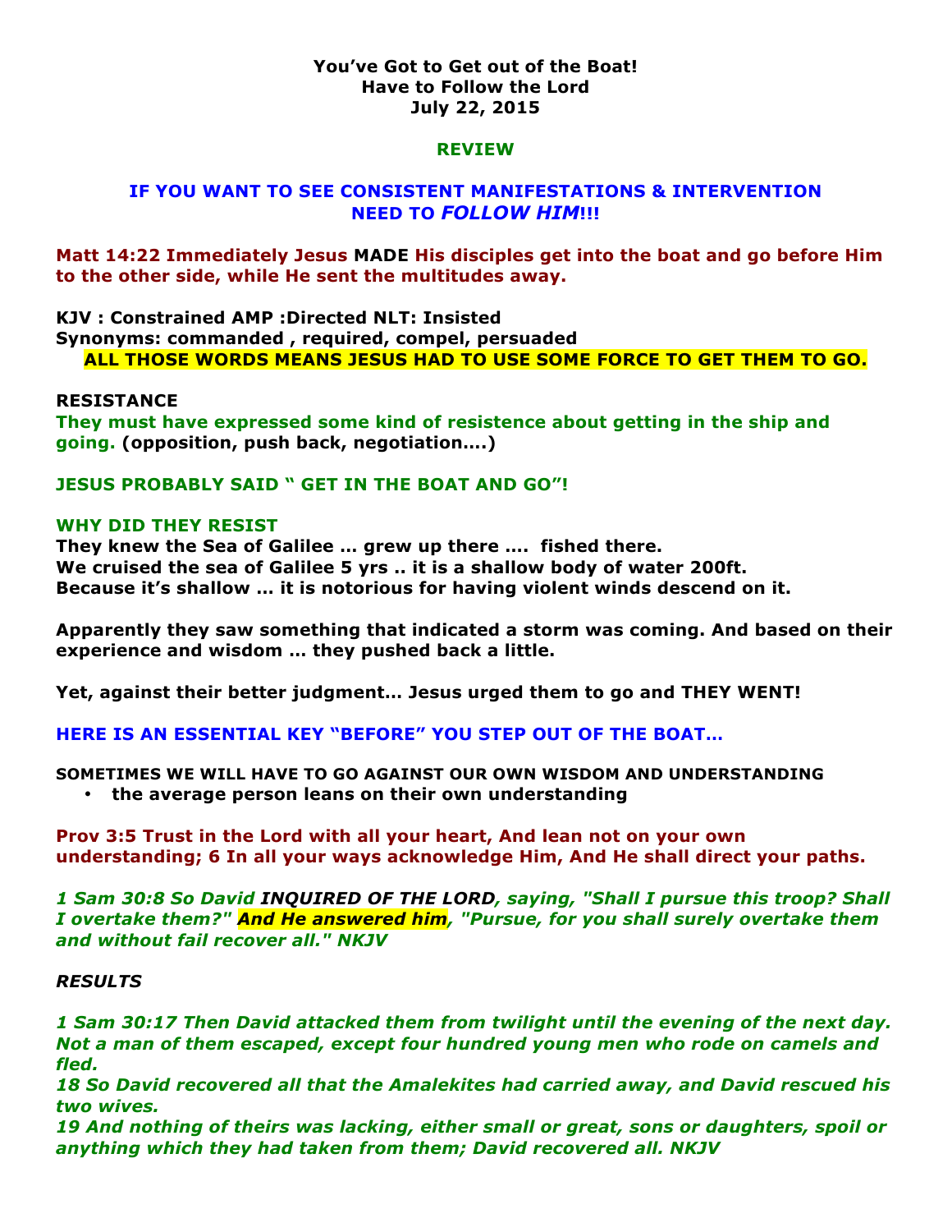**You've Got to Get out of the Boat!**
**Have to Follow the Lord**
**July 22, 2015**

**REVIEW**

**IF YOU WANT TO SEE CONSISTENT MANIFESTATIONS & INTERVENTION NEED TO *FOLLOW HIM*!!!**

**Matt 14:22 Immediately Jesus MADE His disciples get into the boat and go before Him to the other side, while He sent the multitudes away.**

**KJV : Constrained AMP :Directed NLT: Insisted**
**Synonyms: commanded , required, compel, persuaded**
**ALL THOSE WORDS MEANS JESUS HAD TO USE SOME FORCE TO GET THEM TO GO.**

**RESISTANCE**
**They must have expressed some kind of resistence about getting in the ship and going. (opposition, push back, negotiation….)**

**JESUS PROBABLY SAID " GET IN THE BOAT AND GO"!**

**WHY DID THEY RESIST**
**They knew the Sea of Galilee … grew up there …. fished there.**
**We cruised the sea of Galilee 5 yrs .. it is a shallow body of water 200ft.**
**Because it's shallow … it is notorious for having violent winds descend on it.**

**Apparently they saw something that indicated a storm was coming. And based on their experience and wisdom … they pushed back a little.**

**Yet, against their better judgment… Jesus urged them to go and THEY WENT!**

**HERE IS AN ESSENTIAL KEY "BEFORE" YOU STEP OUT OF THE BOAT…**

**SOMETIMES WE WILL HAVE TO GO AGAINST OUR OWN WISDOM AND UNDERSTANDING**
- **the average person leans on their own understanding**

**Prov 3:5 Trust in the Lord with all your heart, And lean not on your own understanding; 6 In all your ways acknowledge Him, And He shall direct your paths.**

***1 Sam 30:8 So David INQUIRED OF THE LORD, saying, "Shall I pursue this troop? Shall I overtake them?" And He answered him, "Pursue, for you shall surely overtake them and without fail recover all." NKJV***

***RESULTS***

***1 Sam 30:17 Then David attacked them from twilight until the evening of the next day. Not a man of them escaped, except four hundred young men who rode on camels and fled.***
***18 So David recovered all that the Amalekites had carried away, and David rescued his two wives.***
***19 And nothing of theirs was lacking, either small or great, sons or daughters, spoil or anything which they had taken from them; David recovered all. NKJV***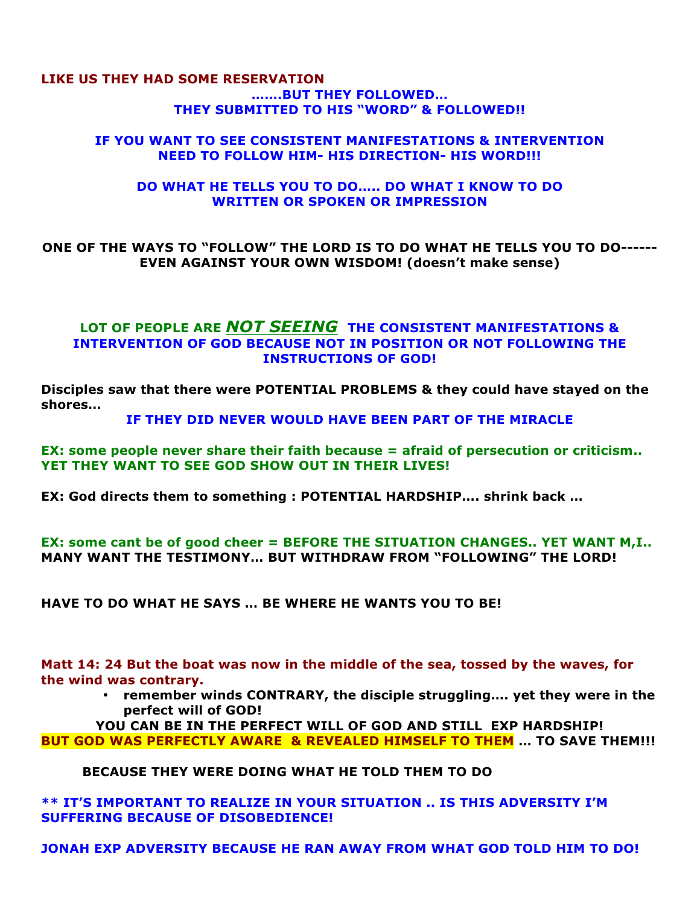**LIKE US THEY HAD SOME RESERVATION**

**…….BUT THEY FOLLOWED…**
**THEY SUBMITTED TO HIS "WORD" & FOLLOWED!!**

**IF YOU WANT TO SEE CONSISTENT MANIFESTATIONS & INTERVENTION NEED TO FOLLOW HIM- HIS DIRECTION- HIS WORD!!!**

**DO WHAT HE TELLS YOU TO DO….. DO WHAT I KNOW TO DO WRITTEN OR SPOKEN OR IMPRESSION**

**ONE OF THE WAYS TO "FOLLOW" THE LORD IS TO DO WHAT HE TELLS YOU TO DO------ EVEN AGAINST YOUR OWN WISDOM! (doesn't make sense)**

**LOT OF PEOPLE ARE *NOT SEEING* THE CONSISTENT MANIFESTATIONS & INTERVENTION OF GOD BECAUSE NOT IN POSITION OR NOT FOLLOWING THE INSTRUCTIONS OF GOD!**

**Disciples saw that there were POTENTIAL PROBLEMS & they could have stayed on the shores…**

**IF THEY DID NEVER WOULD HAVE BEEN PART OF THE MIRACLE**

**EX: some people never share their faith because = afraid of persecution or criticism.. YET THEY WANT TO SEE GOD SHOW OUT IN THEIR LIVES!**

**EX: God directs them to something : POTENTIAL HARDSHIP…. shrink back …**

**EX: some cant be of good cheer = BEFORE THE SITUATION CHANGES.. YET WANT M,I..**
**MANY WANT THE TESTIMONY… BUT WITHDRAW FROM "FOLLOWING" THE LORD!**

**HAVE TO DO WHAT HE SAYS … BE WHERE HE WANTS YOU TO BE!**

**Matt 14: 24 But the boat was now in the middle of the sea, tossed by the waves, for the wind was contrary.**

- **remember winds CONTRARY, the disciple struggling…. yet they were in the perfect will of GOD!**

**YOU CAN BE IN THE PERFECT WILL OF GOD AND STILL EXP HARDSHIP!**
**BUT GOD WAS PERFECTLY AWARE & REVEALED HIMSELF TO THEM … TO SAVE THEM!!!**

**BECAUSE THEY WERE DOING WHAT HE TOLD THEM TO DO**

**\*\* IT'S IMPORTANT TO REALIZE IN YOUR SITUATION .. IS THIS ADVERSITY I'M SUFFERING BECAUSE OF DISOBEDIENCE!**

**JONAH EXP ADVERSITY BECAUSE HE RAN AWAY FROM WHAT GOD TOLD HIM TO DO!**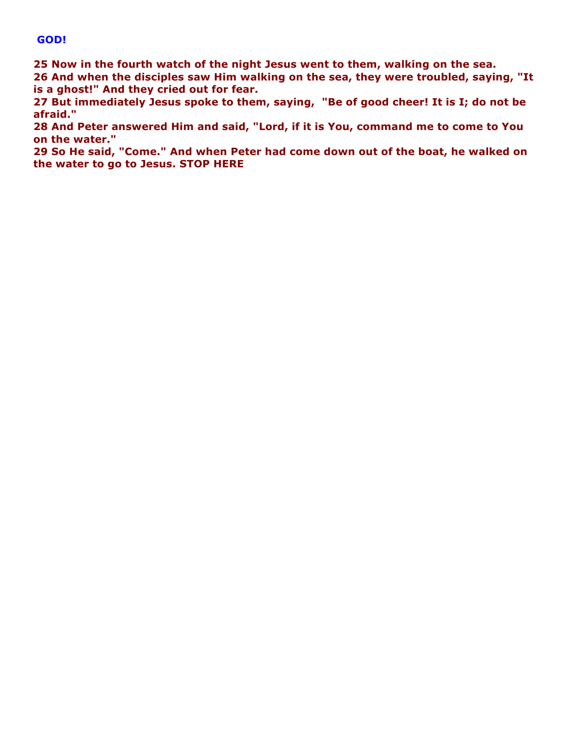**GOD!**

**25 Now in the fourth watch of the night Jesus went to them, walking on the sea.**
**26 And when the disciples saw Him walking on the sea, they were troubled, saying, "It is a ghost!" And they cried out for fear.**
**27 But immediately Jesus spoke to them, saying, "Be of good cheer! It is I; do not be afraid."**
**28 And Peter answered Him and said, "Lord, if it is You, command me to come to You on the water."**
**29 So He said, "Come." And when Peter had come down out of the boat, he walked on the water to go to Jesus. STOP HERE**